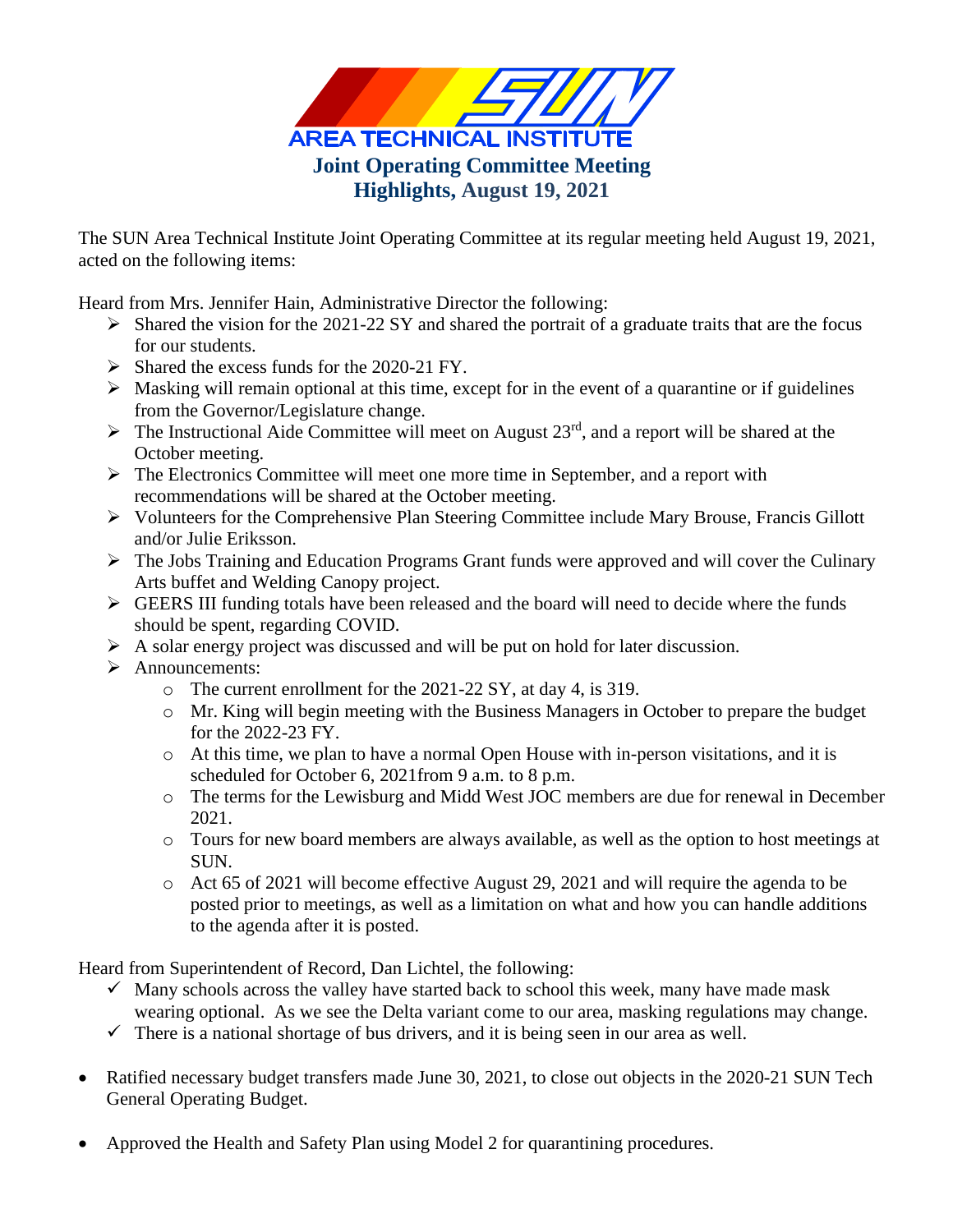SUN AREA TECHNICAL INSTITUTE

# Joint Operating Committee Meeting
# Highlights, August 19, 2021

The SUN Area Technical Institute Joint Operating Committee at its regular meeting held August 19, 2021, acted on the following items:

Heard from Mrs. Jennifer Hain, Administrative Director the following:

- Shared the vision for the 2021-22 SY and shared the portrait of a graduate traits that are the focus for our students.
- Shared the excess funds for the 2020-21 FY.
- Masking will remain optional at this time, except for in the event of a quarantine or if guidelines from the Governor/Legislature change.
- The Instructional Aide Committee will meet on August 23rd, and a report will be shared at the October meeting.
- The Electronics Committee will meet one more time in September, and a report with recommendations will be shared at the October meeting.
- Volunteers for the Comprehensive Plan Steering Committee include Mary Brouse, Francis Gillott and/or Julie Eriksson.
- The Jobs Training and Education Programs Grant funds were approved and will cover the Culinary Arts buffet and Welding Canopy project.
- GEERS III funding totals have been released and the board will need to decide where the funds should be spent, regarding COVID.
- A solar energy project was discussed and will be put on hold for later discussion.
- Announcements:
  - The current enrollment for the 2021-22 SY, at day 4, is 319.
  - Mr. King will begin meeting with the Business Managers in October to prepare the budget for the 2022-23 FY.
  - At this time, we plan to have a normal Open House with in-person visitations, and it is scheduled for October 6, 2021from 9 a.m. to 8 p.m.
  - The terms for the Lewisburg and Midd West JOC members are due for renewal in December 2021.
  - Tours for new board members are always available, as well as the option to host meetings at SUN.
  - Act 65 of 2021 will become effective August 29, 2021 and will require the agenda to be posted prior to meetings, as well as a limitation on what and how you can handle additions to the agenda after it is posted.

Heard from Superintendent of Record, Dan Lichtel, the following:

- ✓ Many schools across the valley have started back to school this week, many have made mask wearing optional. As we see the Delta variant come to our area, masking regulations may change.
- ✓ There is a national shortage of bus drivers, and it is being seen in our area as well.

- Ratified necessary budget transfers made June 30, 2021, to close out objects in the 2020-21 SUN Tech General Operating Budget.

- Approved the Health and Safety Plan using Model 2 for quarantining procedures.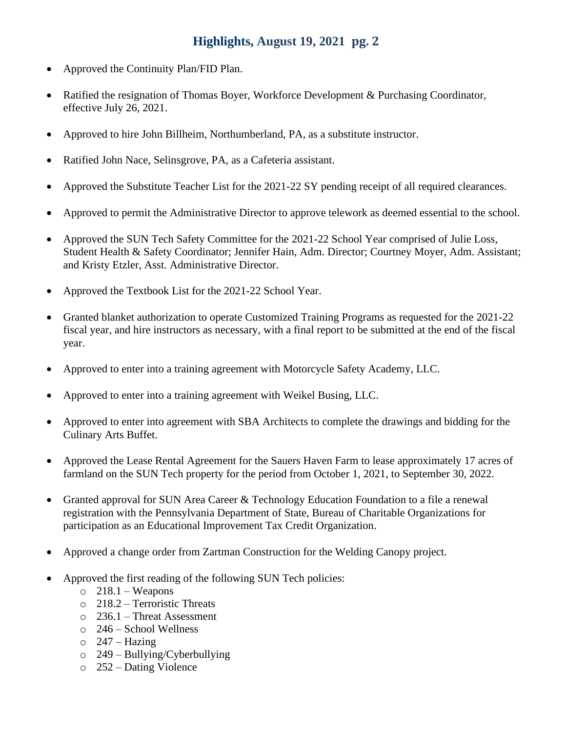## Highlights, August 19, 2021 pg. 2

- Approved the Continuity Plan/FID Plan.
- Ratified the resignation of Thomas Boyer, Workforce Development & Purchasing Coordinator, effective July 26, 2021.
- Approved to hire John Billheim, Northumberland, PA, as a substitute instructor.
- Ratified John Nace, Selinsgrove, PA, as a Cafeteria assistant.
- Approved the Substitute Teacher List for the 2021-22 SY pending receipt of all required clearances.
- Approved to permit the Administrative Director to approve telework as deemed essential to the school.
- Approved the SUN Tech Safety Committee for the 2021-22 School Year comprised of Julie Loss, Student Health & Safety Coordinator; Jennifer Hain, Adm. Director; Courtney Moyer, Adm. Assistant; and Kristy Etzler, Asst. Administrative Director.
- Approved the Textbook List for the 2021-22 School Year.
- Granted blanket authorization to operate Customized Training Programs as requested for the 2021-22 fiscal year, and hire instructors as necessary, with a final report to be submitted at the end of the fiscal year.
- Approved to enter into a training agreement with Motorcycle Safety Academy, LLC.
- Approved to enter into a training agreement with Weikel Busing, LLC.
- Approved to enter into agreement with SBA Architects to complete the drawings and bidding for the Culinary Arts Buffet.
- Approved the Lease Rental Agreement for the Sauers Haven Farm to lease approximately 17 acres of farmland on the SUN Tech property for the period from October 1, 2021, to September 30, 2022.
- Granted approval for SUN Area Career & Technology Education Foundation to a file a renewal registration with the Pennsylvania Department of State, Bureau of Charitable Organizations for participation as an Educational Improvement Tax Credit Organization.
- Approved a change order from Zartman Construction for the Welding Canopy project.
- Approved the first reading of the following SUN Tech policies:
  - 218.1 – Weapons
  - 218.2 – Terroristic Threats
  - 236.1 – Threat Assessment
  - 246 – School Wellness
  - 247 – Hazing
  - 249 – Bullying/Cyberbullying
  - 252 – Dating Violence